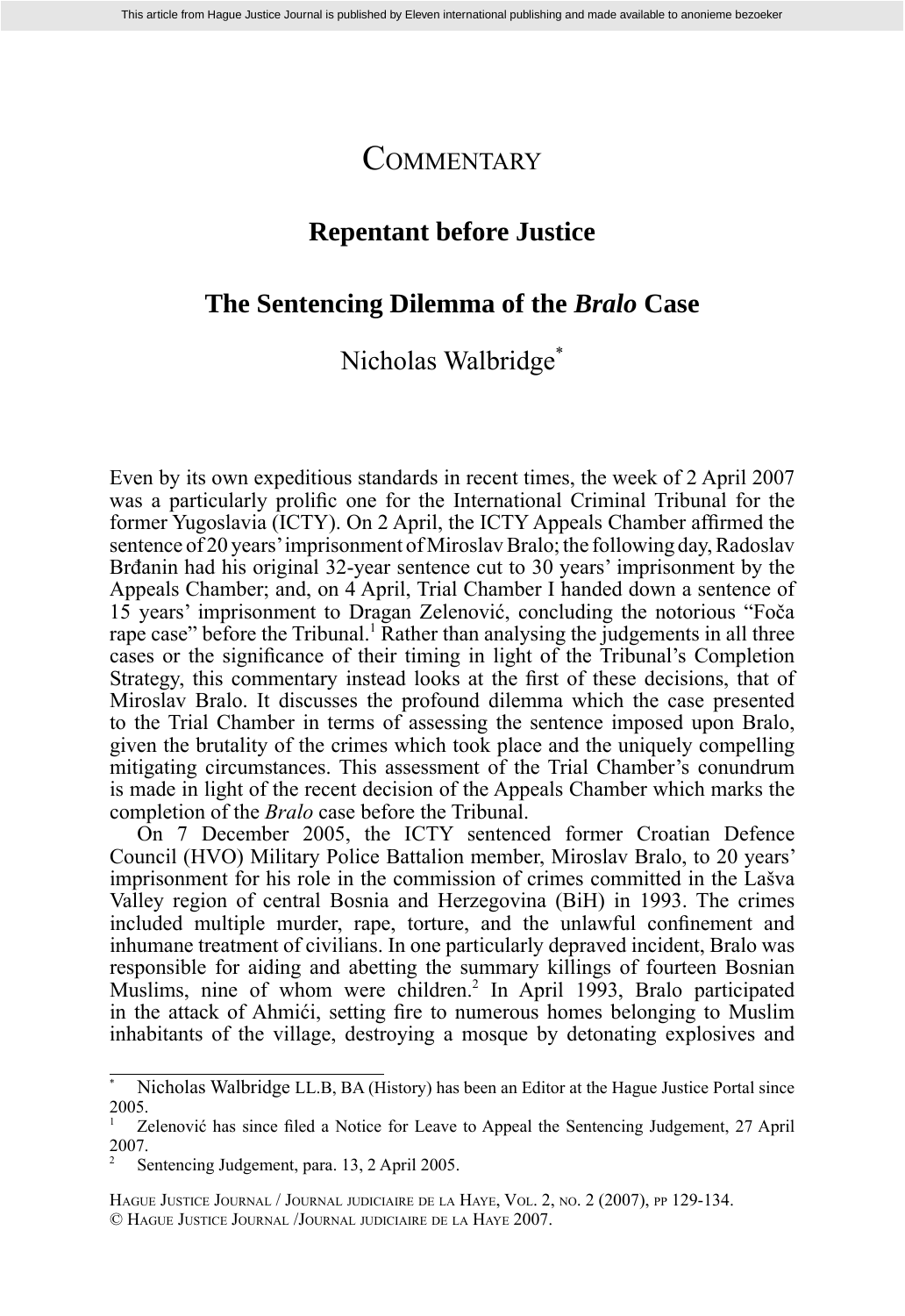# Commentary

## Repentant before Justice

## The Sentencing Dilemma of the *Bralo* Case

Nicholas Walbridge[*]

Even by its own expeditious standards in recent times, the week of 2 April 2007 was a particularly prolific one for the International Criminal Tribunal for the former Yugoslavia (ICTY). On 2 April, the ICTY Appeals Chamber affirmed the sentence of 20 years' imprisonment of Miroslav Bralo; the following day, Radoslav Brđanin had his original 32-year sentence cut to 30 years' imprisonment by the Appeals Chamber; and, on 4 April, Trial Chamber I handed down a sentence of 15 years' imprisonment to Dragan Zelenović, concluding the notorious "Foča rape case" before the Tribunal.[1] Rather than analysing the judgements in all three cases or the significance of their timing in light of the Tribunal's Completion Strategy, this commentary instead looks at the first of these decisions, that of Miroslav Bralo. It discusses the profound dilemma which the case presented to the Trial Chamber in terms of assessing the sentence imposed upon Bralo, given the brutality of the crimes which took place and the uniquely compelling mitigating circumstances. This assessment of the Trial Chamber's conundrum is made in light of the recent decision of the Appeals Chamber which marks the completion of the *Bralo* case before the Tribunal.

On 7 December 2005, the ICTY sentenced former Croatian Defence Council (HVO) Military Police Battalion member, Miroslav Bralo, to 20 years' imprisonment for his role in the commission of crimes committed in the Lašva Valley region of central Bosnia and Herzegovina (BiH) in 1993. The crimes included multiple murder, rape, torture, and the unlawful confinement and inhumane treatment of civilians. In one particularly depraved incident, Bralo was responsible for aiding and abetting the summary killings of fourteen Bosnian Muslims, nine of whom were children.[2] In April 1993, Bralo participated in the attack of Ahmići, setting fire to numerous homes belonging to Muslim inhabitants of the village, destroying a mosque by detonating explosives and

---

[*] Nicholas Walbridge LL.B, BA (History) has been an Editor at the Hague Justice Portal since 2005.

[1] Zelenović has since filed a Notice for Leave to Appeal the Sentencing Judgement, 27 April 2007.

[2] Sentencing Judgement, para. 13, 2 April 2005.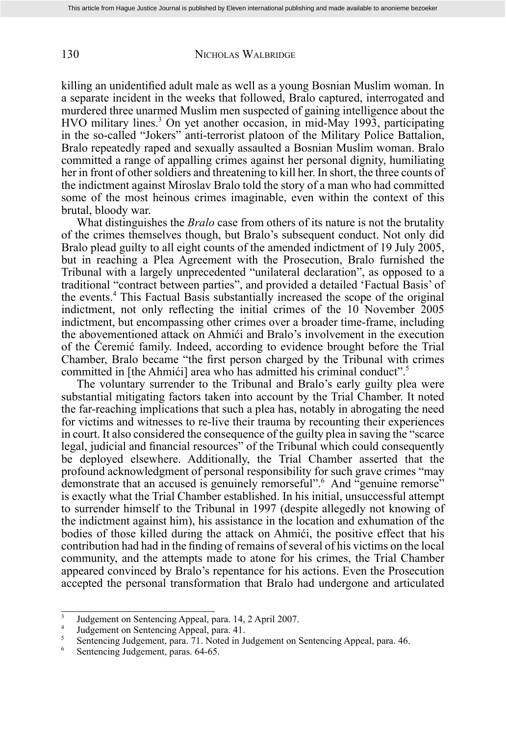killing an unidentified adult male as well as a young Bosnian Muslim woman. In a separate incident in the weeks that followed, Bralo captured, interrogated and murdered three unarmed Muslim men suspected of gaining intelligence about the HVO military lines.[3] On yet another occasion, in mid-May 1993, participating in the so-called "Jokers" anti-terrorist platoon of the Military Police Battalion, Bralo repeatedly raped and sexually assaulted a Bosnian Muslim woman. Bralo committed a range of appalling crimes against her personal dignity, humiliating her in front of other soldiers and threatening to kill her. In short, the three counts of the indictment against Miroslav Bralo told the story of a man who had committed some of the most heinous crimes imaginable, even within the context of this brutal, bloody war.

What distinguishes the *Bralo* case from others of its nature is not the brutality of the crimes themselves though, but Bralo's subsequent conduct. Not only did Bralo plead guilty to all eight counts of the amended indictment of 19 July 2005, but in reaching a Plea Agreement with the Prosecution, Bralo furnished the Tribunal with a largely unprecedented "unilateral declaration", as opposed to a traditional "contract between parties", and provided a detailed 'Factual Basis' of the events.[4] This Factual Basis substantially increased the scope of the original indictment, not only reflecting the initial crimes of the 10 November 2005 indictment, but encompassing other crimes over a broader time-frame, including the abovementioned attack on Ahmići and Bralo's involvement in the execution of the Čeremić family. Indeed, according to evidence brought before the Trial Chamber, Bralo became "the first person charged by the Tribunal with crimes committed in [the Ahmići] area who has admitted his criminal conduct".[5]

The voluntary surrender to the Tribunal and Bralo's early guilty plea were substantial mitigating factors taken into account by the Trial Chamber. It noted the far-reaching implications that such a plea has, notably in abrogating the need for victims and witnesses to re-live their trauma by recounting their experiences in court. It also considered the consequence of the guilty plea in saving the "scarce legal, judicial and financial resources" of the Tribunal which could consequently be deployed elsewhere. Additionally, the Trial Chamber asserted that the profound acknowledgment of personal responsibility for such grave crimes "may demonstrate that an accused is genuinely remorseful".[6] And "genuine remorse" is exactly what the Trial Chamber established. In his initial, unsuccessful attempt to surrender himself to the Tribunal in 1997 (despite allegedly not knowing of the indictment against him), his assistance in the location and exhumation of the bodies of those killed during the attack on Ahmići, the positive effect that his contribution had had in the finding of remains of several of his victims on the local community, and the attempts made to atone for his crimes, the Trial Chamber appeared convinced by Bralo's repentance for his actions. Even the Prosecution accepted the personal transformation that Bralo had undergone and articulated

---

[3] Judgement on Sentencing Appeal, para. 14, 2 April 2007.

[4] Judgement on Sentencing Appeal, para. 41.

[5] Sentencing Judgement, para. 71. Noted in Judgement on Sentencing Appeal, para. 46.

[6] Sentencing Judgement, paras. 64-65.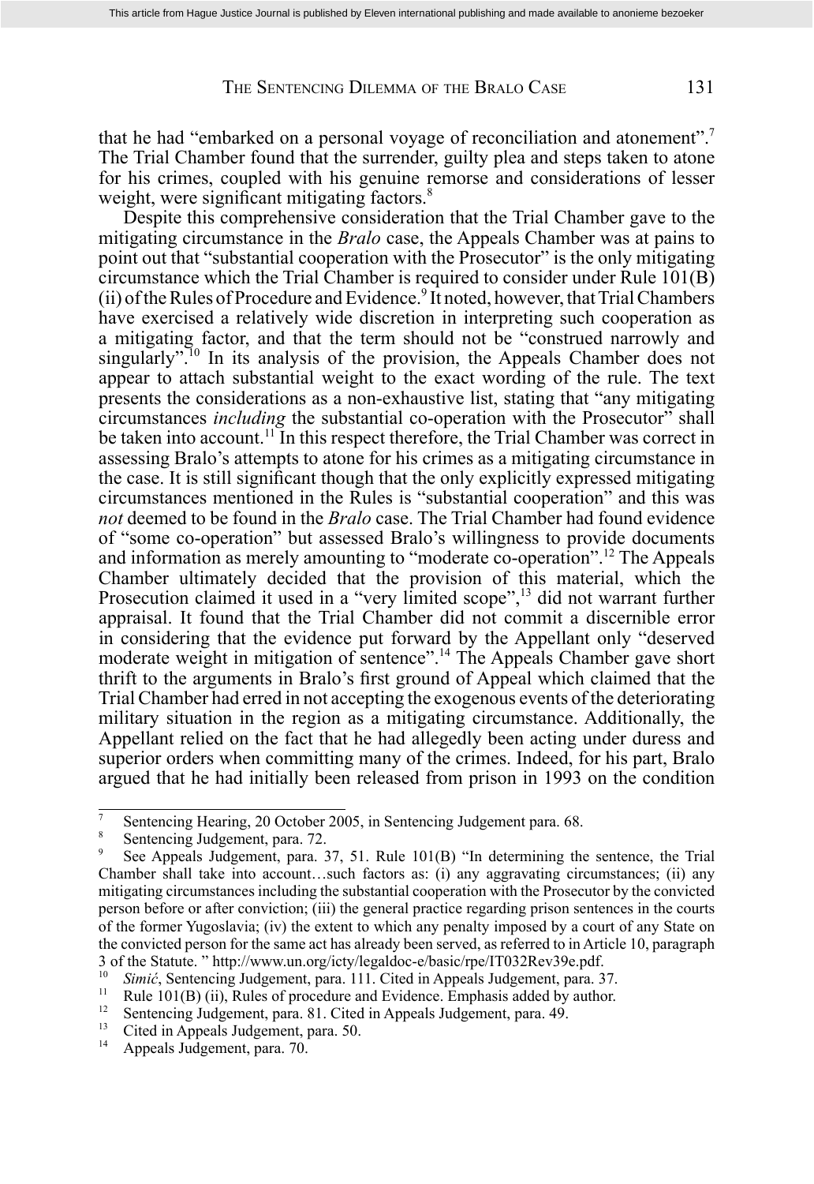that he had "embarked on a personal voyage of reconciliation and atonement".[7] The Trial Chamber found that the surrender, guilty plea and steps taken to atone for his crimes, coupled with his genuine remorse and considerations of lesser weight, were significant mitigating factors.[8]

Despite this comprehensive consideration that the Trial Chamber gave to the mitigating circumstance in the *Bralo* case, the Appeals Chamber was at pains to point out that "substantial cooperation with the Prosecutor" is the only mitigating circumstance which the Trial Chamber is required to consider under Rule 101(B)(ii) of the Rules of Procedure and Evidence.[9] It noted, however, that Trial Chambers have exercised a relatively wide discretion in interpreting such cooperation as a mitigating factor, and that the term should not be "construed narrowly and singularly".[10] In its analysis of the provision, the Appeals Chamber does not appear to attach substantial weight to the exact wording of the rule. The text presents the considerations as a non-exhaustive list, stating that "any mitigating circumstances *including* the substantial co-operation with the Prosecutor" shall be taken into account.[11] In this respect therefore, the Trial Chamber was correct in assessing Bralo's attempts to atone for his crimes as a mitigating circumstance in the case. It is still significant though that the only explicitly expressed mitigating circumstances mentioned in the Rules is "substantial cooperation" and this was *not* deemed to be found in the *Bralo* case. The Trial Chamber had found evidence of "some co-operation" but assessed Bralo's willingness to provide documents and information as merely amounting to "moderate co-operation".[12] The Appeals Chamber ultimately decided that the provision of this material, which the Prosecution claimed it used in a "very limited scope",[13] did not warrant further appraisal. It found that the Trial Chamber did not commit a discernible error in considering that the evidence put forward by the Appellant only "deserved moderate weight in mitigation of sentence".[14] The Appeals Chamber gave short thrift to the arguments in Bralo's first ground of Appeal which claimed that the Trial Chamber had erred in not accepting the exogenous events of the deteriorating military situation in the region as a mitigating circumstance. Additionally, the Appellant relied on the fact that he had allegedly been acting under duress and superior orders when committing many of the crimes. Indeed, for his part, Bralo argued that he had initially been released from prison in 1993 on the condition

---

[7] Sentencing Hearing, 20 October 2005, in Sentencing Judgement para. 68.

[8] Sentencing Judgement, para. 72.

[9] See Appeals Judgement, para. 37, 51. Rule 101(B) "In determining the sentence, the Trial Chamber shall take into account…such factors as: (i) any aggravating circumstances; (ii) any mitigating circumstances including the substantial cooperation with the Prosecutor by the convicted person before or after conviction; (iii) the general practice regarding prison sentences in the courts of the former Yugoslavia; (iv) the extent to which any penalty imposed by a court of any State on the convicted person for the same act has already been served, as referred to in Article 10, paragraph 3 of the Statute. " http://www.un.org/icty/legaldoc-e/basic/rpe/IT032Rev39e.pdf.

[10] *Simić*, Sentencing Judgement, para. 111. Cited in Appeals Judgement, para. 37.

[11] Rule 101(B) (ii), Rules of procedure and Evidence. Emphasis added by author.

[12] Sentencing Judgement, para. 81. Cited in Appeals Judgement, para. 49.

[13] Cited in Appeals Judgement, para. 50.

[14] Appeals Judgement, para. 70.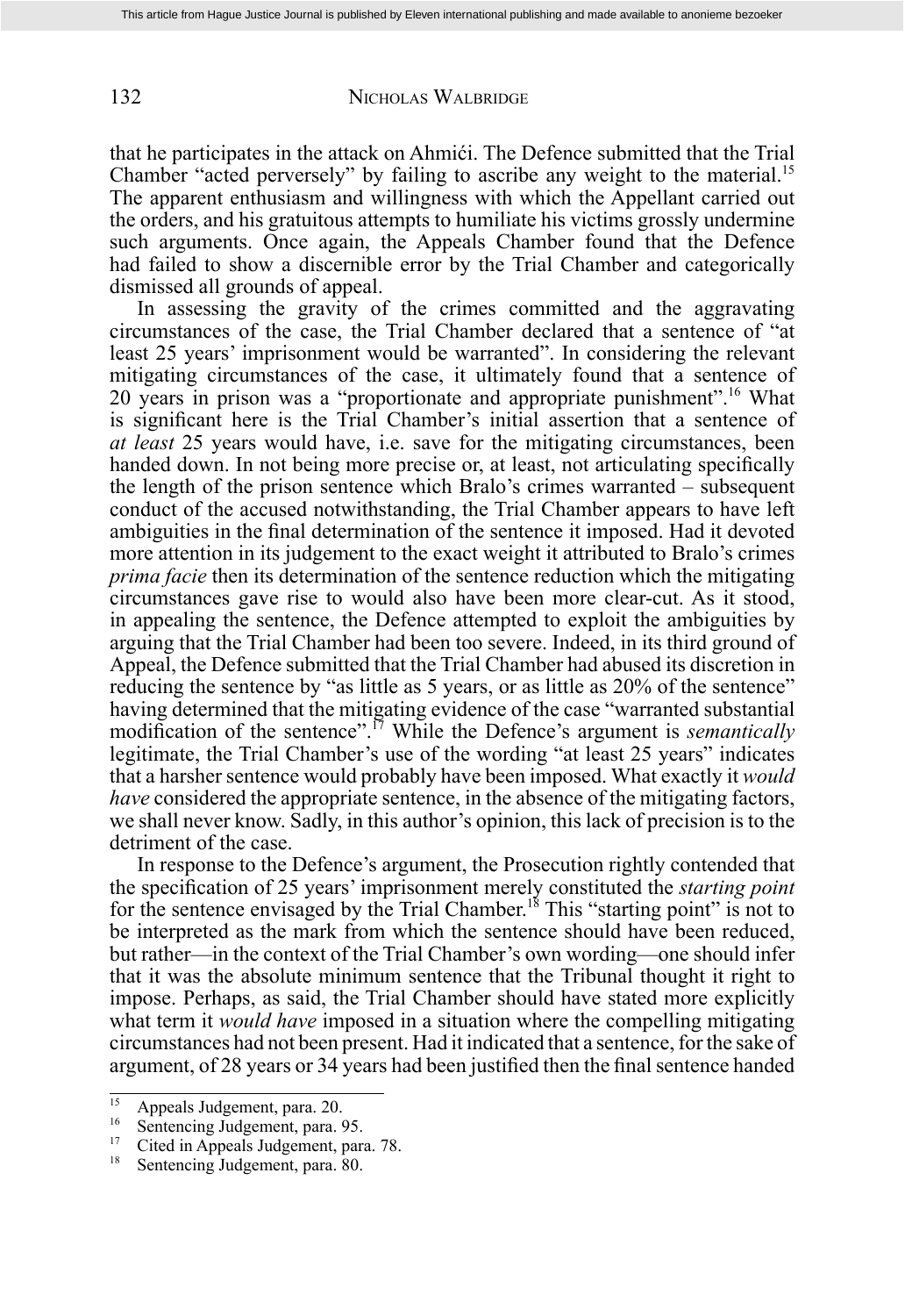that he participates in the attack on Ahmići. The Defence submitted that the Trial Chamber "acted perversely" by failing to ascribe any weight to the material.[15] The apparent enthusiasm and willingness with which the Appellant carried out the orders, and his gratuitous attempts to humiliate his victims grossly undermine such arguments. Once again, the Appeals Chamber found that the Defence had failed to show a discernible error by the Trial Chamber and categorically dismissed all grounds of appeal.

In assessing the gravity of the crimes committed and the aggravating circumstances of the case, the Trial Chamber declared that a sentence of "at least 25 years' imprisonment would be warranted". In considering the relevant mitigating circumstances of the case, it ultimately found that a sentence of 20 years in prison was a "proportionate and appropriate punishment".[16] What is significant here is the Trial Chamber's initial assertion that a sentence of *at least* 25 years would have, i.e. save for the mitigating circumstances, been handed down. In not being more precise or, at least, not articulating specifically the length of the prison sentence which Bralo's crimes warranted – subsequent conduct of the accused notwithstanding, the Trial Chamber appears to have left ambiguities in the final determination of the sentence it imposed. Had it devoted more attention in its judgement to the exact weight it attributed to Bralo's crimes *prima facie* then its determination of the sentence reduction which the mitigating circumstances gave rise to would also have been more clear-cut. As it stood, in appealing the sentence, the Defence attempted to exploit the ambiguities by arguing that the Trial Chamber had been too severe. Indeed, in its third ground of Appeal, the Defence submitted that the Trial Chamber had abused its discretion in reducing the sentence by "as little as 5 years, or as little as 20% of the sentence" having determined that the mitigating evidence of the case "warranted substantial modification of the sentence".[17] While the Defence's argument is *semantically* legitimate, the Trial Chamber's use of the wording "at least 25 years" indicates that a harsher sentence would probably have been imposed. What exactly it *would have* considered the appropriate sentence, in the absence of the mitigating factors, we shall never know. Sadly, in this author's opinion, this lack of precision is to the detriment of the case.

In response to the Defence's argument, the Prosecution rightly contended that the specification of 25 years' imprisonment merely constituted the *starting point* for the sentence envisaged by the Trial Chamber.[18] This "starting point" is not to be interpreted as the mark from which the sentence should have been reduced, but rather—in the context of the Trial Chamber's own wording—one should infer that it was the absolute minimum sentence that the Tribunal thought it right to impose. Perhaps, as said, the Trial Chamber should have stated more explicitly what term it *would have* imposed in a situation where the compelling mitigating circumstances had not been present. Had it indicated that a sentence, for the sake of argument, of 28 years or 34 years had been justified then the final sentence handed

---

[15] Appeals Judgement, para. 20.

[16] Sentencing Judgement, para. 95.

[17] Cited in Appeals Judgement, para. 78.

[18] Sentencing Judgement, para. 80.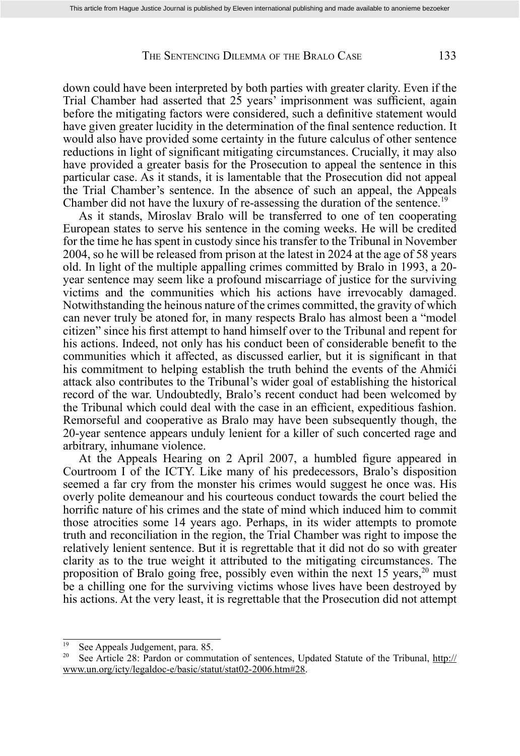down could have been interpreted by both parties with greater clarity. Even if the Trial Chamber had asserted that 25 years' imprisonment was sufficient, again before the mitigating factors were considered, such a definitive statement would have given greater lucidity in the determination of the final sentence reduction. It would also have provided some certainty in the future calculus of other sentence reductions in light of significant mitigating circumstances. Crucially, it may also have provided a greater basis for the Prosecution to appeal the sentence in this particular case. As it stands, it is lamentable that the Prosecution did not appeal the Trial Chamber's sentence. In the absence of such an appeal, the Appeals Chamber did not have the luxury of re-assessing the duration of the sentence.[19]

As it stands, Miroslav Bralo will be transferred to one of ten cooperating European states to serve his sentence in the coming weeks. He will be credited for the time he has spent in custody since his transfer to the Tribunal in November 2004, so he will be released from prison at the latest in 2024 at the age of 58 years old. In light of the multiple appalling crimes committed by Bralo in 1993, a 20-year sentence may seem like a profound miscarriage of justice for the surviving victims and the communities which his actions have irrevocably damaged. Notwithstanding the heinous nature of the crimes committed, the gravity of which can never truly be atoned for, in many respects Bralo has almost been a "model citizen" since his first attempt to hand himself over to the Tribunal and repent for his actions. Indeed, not only has his conduct been of considerable benefit to the communities which it affected, as discussed earlier, but it is significant in that his commitment to helping establish the truth behind the events of the Ahmići attack also contributes to the Tribunal's wider goal of establishing the historical record of the war. Undoubtedly, Bralo's recent conduct had been welcomed by the Tribunal which could deal with the case in an efficient, expeditious fashion. Remorseful and cooperative as Bralo may have been subsequently though, the 20-year sentence appears unduly lenient for a killer of such concerted rage and arbitrary, inhumane violence.

At the Appeals Hearing on 2 April 2007, a humbled figure appeared in Courtroom I of the ICTY. Like many of his predecessors, Bralo's disposition seemed a far cry from the monster his crimes would suggest he once was. His overly polite demeanour and his courteous conduct towards the court belied the horrific nature of his crimes and the state of mind which induced him to commit those atrocities some 14 years ago. Perhaps, in its wider attempts to promote truth and reconciliation in the region, the Trial Chamber was right to impose the relatively lenient sentence. But it is regrettable that it did not do so with greater clarity as to the true weight it attributed to the mitigating circumstances. The proposition of Bralo going free, possibly even within the next 15 years,[20] must be a chilling one for the surviving victims whose lives have been destroyed by his actions. At the very least, it is regrettable that the Prosecution did not attempt

---

[19] See Appeals Judgement, para. 85.

[20] See Article 28: Pardon or commutation of sentences, Updated Statute of the Tribunal, http://www.un.org/icty/legaldoc-e/basic/statut/stat02-2006.htm#28.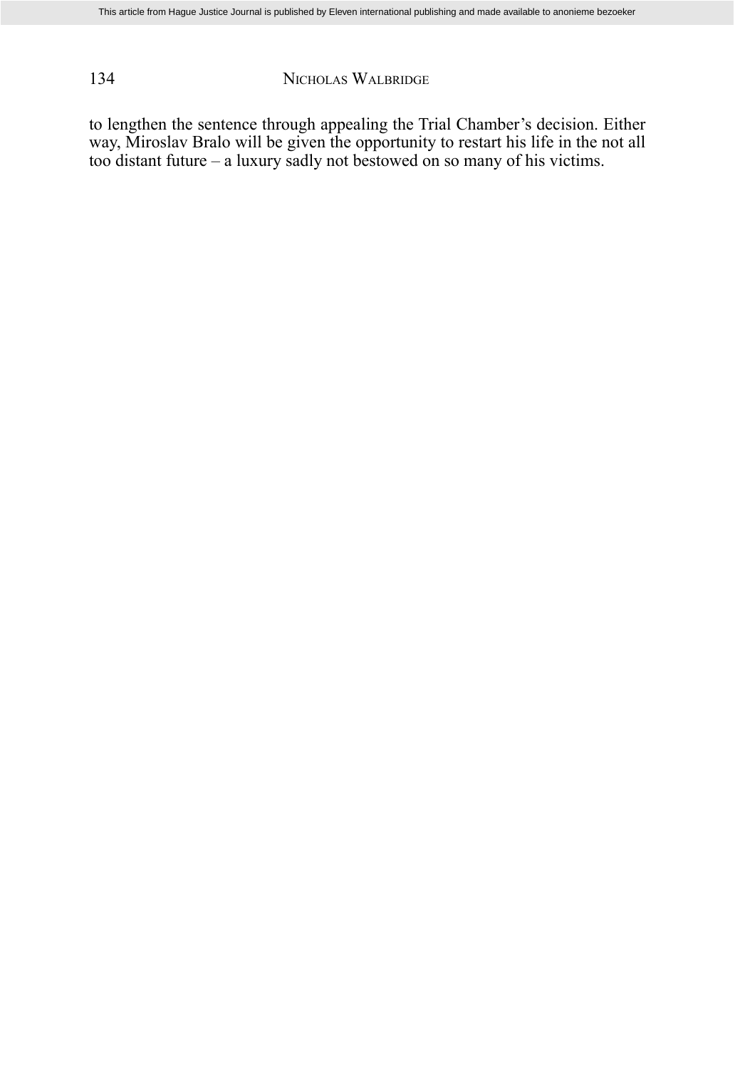to lengthen the sentence through appealing the Trial Chamber's decision. Either way, Miroslav Bralo will be given the opportunity to restart his life in the not all too distant future – a luxury sadly not bestowed on so many of his victims.